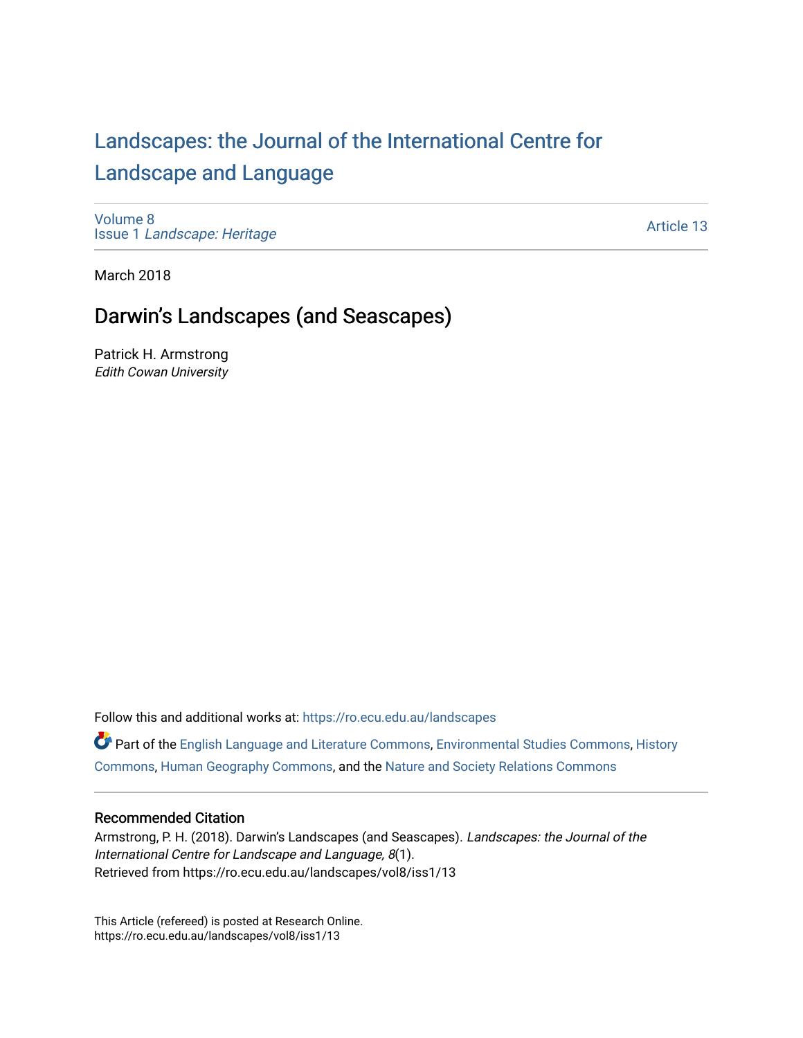# Landscapes: the Journal of the International Centre for Landscape and Language

Volume 8
Issue 1 *Landscape: Heritage*

Article 13

March 2018

## Darwin's Landscapes (and Seascapes)

Patrick H. Armstrong
*Edith Cowan University*

Follow this and additional works at: https://ro.ecu.edu.au/landscapes

Part of the English Language and Literature Commons, Environmental Studies Commons, History Commons, Human Geography Commons, and the Nature and Society Relations Commons

### Recommended Citation

Armstrong, P. H. (2018). Darwin's Landscapes (and Seascapes). *Landscapes: the Journal of the International Centre for Landscape and Language, 8*(1).
Retrieved from https://ro.ecu.edu.au/landscapes/vol8/iss1/13

This Article (refereed) is posted at Research Online.
https://ro.ecu.edu.au/landscapes/vol8/iss1/13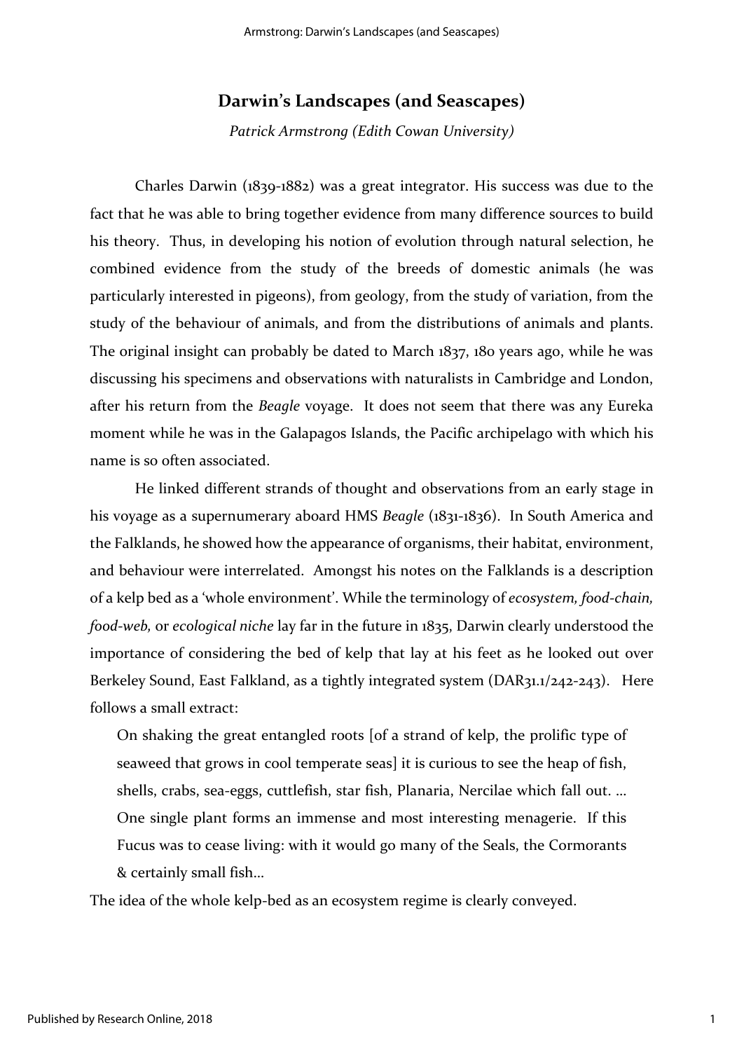# Darwin's Landscapes (and Seascapes)

*Patrick Armstrong (Edith Cowan University)*

Charles Darwin (1839-1882) was a great integrator. His success was due to the fact that he was able to bring together evidence from many difference sources to build his theory. Thus, in developing his notion of evolution through natural selection, he combined evidence from the study of the breeds of domestic animals (he was particularly interested in pigeons), from geology, from the study of variation, from the study of the behaviour of animals, and from the distributions of animals and plants. The original insight can probably be dated to March 1837, 180 years ago, while he was discussing his specimens and observations with naturalists in Cambridge and London, after his return from the *Beagle* voyage. It does not seem that there was any Eureka moment while he was in the Galapagos Islands, the Pacific archipelago with which his name is so often associated.

He linked different strands of thought and observations from an early stage in his voyage as a supernumerary aboard HMS *Beagle* (1831-1836). In South America and the Falklands, he showed how the appearance of organisms, their habitat, environment, and behaviour were interrelated. Amongst his notes on the Falklands is a description of a kelp bed as a 'whole environment'. While the terminology of *ecosystem, food-chain, food-web,* or *ecological niche* lay far in the future in 1835, Darwin clearly understood the importance of considering the bed of kelp that lay at his feet as he looked out over Berkeley Sound, East Falkland, as a tightly integrated system (DAR31.1/242-243). Here follows a small extract:

> On shaking the great entangled roots [of a strand of kelp, the prolific type of seaweed that grows in cool temperate seas] it is curious to see the heap of fish, shells, crabs, sea-eggs, cuttlefish, star fish, Planaria, Nercilae which fall out. … One single plant forms an immense and most interesting menagerie. If this Fucus was to cease living: with it would go many of the Seals, the Cormorants & certainly small fish…

The idea of the whole kelp-bed as an ecosystem regime is clearly conveyed.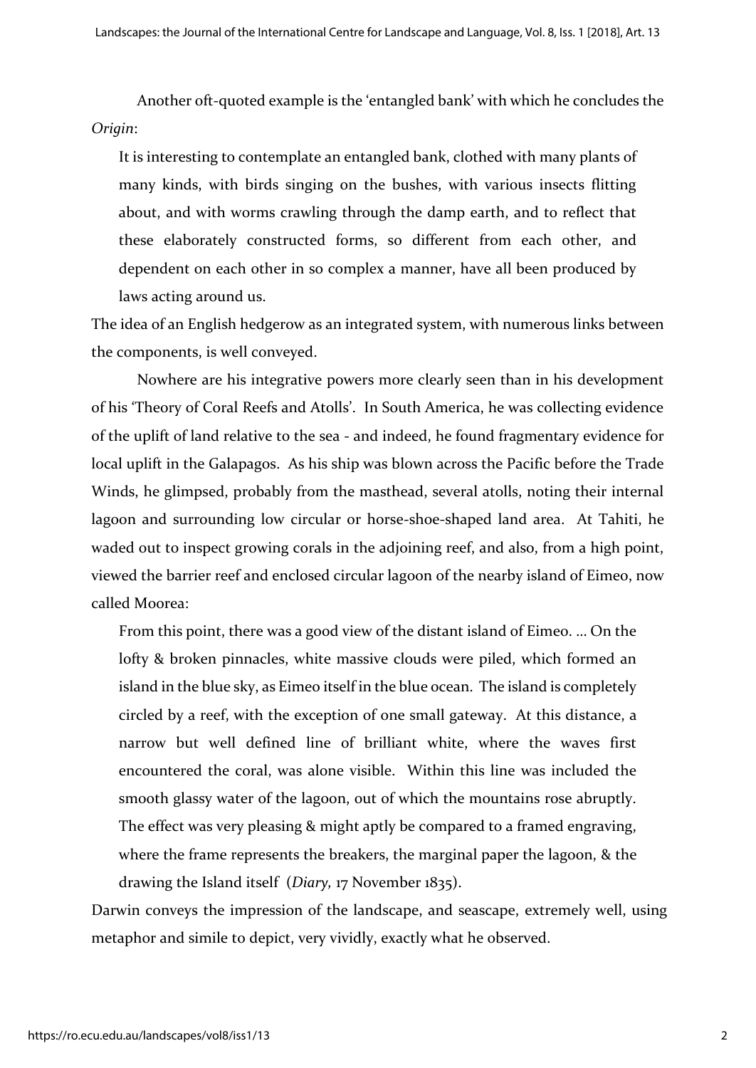Another oft-quoted example is the 'entangled bank' with which he concludes the *Origin*:

> It is interesting to contemplate an entangled bank, clothed with many plants of many kinds, with birds singing on the bushes, with various insects flitting about, and with worms crawling through the damp earth, and to reflect that these elaborately constructed forms, so different from each other, and dependent on each other in so complex a manner, have all been produced by laws acting around us.

The idea of an English hedgerow as an integrated system, with numerous links between the components, is well conveyed.

Nowhere are his integrative powers more clearly seen than in his development of his 'Theory of Coral Reefs and Atolls'. In South America, he was collecting evidence of the uplift of land relative to the sea - and indeed, he found fragmentary evidence for local uplift in the Galapagos. As his ship was blown across the Pacific before the Trade Winds, he glimpsed, probably from the masthead, several atolls, noting their internal lagoon and surrounding low circular or horse-shoe-shaped land area. At Tahiti, he waded out to inspect growing corals in the adjoining reef, and also, from a high point, viewed the barrier reef and enclosed circular lagoon of the nearby island of Eimeo, now called Moorea:

> From this point, there was a good view of the distant island of Eimeo. ... On the lofty & broken pinnacles, white massive clouds were piled, which formed an island in the blue sky, as Eimeo itself in the blue ocean. The island is completely circled by a reef, with the exception of one small gateway. At this distance, a narrow but well defined line of brilliant white, where the waves first encountered the coral, was alone visible. Within this line was included the smooth glassy water of the lagoon, out of which the mountains rose abruptly. The effect was very pleasing & might aptly be compared to a framed engraving, where the frame represents the breakers, the marginal paper the lagoon, & the drawing the Island itself (*Diary,* 17 November 1835).

Darwin conveys the impression of the landscape, and seascape, extremely well, using metaphor and simile to depict, very vividly, exactly what he observed.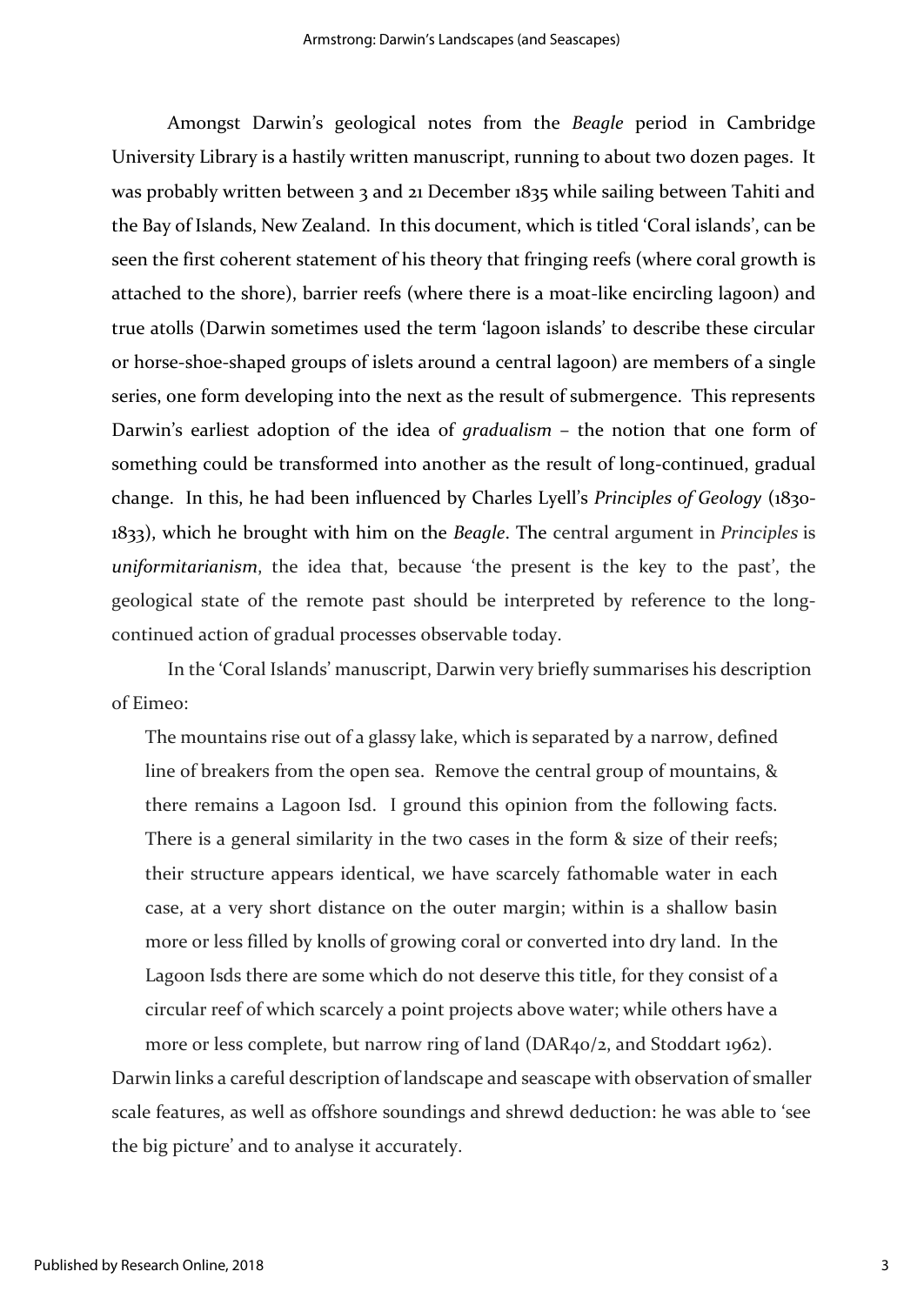Amongst Darwin's geological notes from the *Beagle* period in Cambridge University Library is a hastily written manuscript, running to about two dozen pages. It was probably written between 3 and 21 December 1835 while sailing between Tahiti and the Bay of Islands, New Zealand. In this document, which is titled 'Coral islands', can be seen the first coherent statement of his theory that fringing reefs (where coral growth is attached to the shore), barrier reefs (where there is a moat-like encircling lagoon) and true atolls (Darwin sometimes used the term 'lagoon islands' to describe these circular or horse-shoe-shaped groups of islets around a central lagoon) are members of a single series, one form developing into the next as the result of submergence. This represents Darwin's earliest adoption of the idea of *gradualism* – the notion that one form of something could be transformed into another as the result of long-continued, gradual change. In this, he had been influenced by Charles Lyell's *Principles of Geology* (1830-1833), which he brought with him on the *Beagle*. The central argument in *Principles* is *uniformitarianism*, the idea that, because 'the present is the key to the past', the geological state of the remote past should be interpreted by reference to the long-continued action of gradual processes observable today.

In the 'Coral Islands' manuscript, Darwin very briefly summarises his description of Eimeo:

> The mountains rise out of a glassy lake, which is separated by a narrow, defined line of breakers from the open sea. Remove the central group of mountains, & there remains a Lagoon Isd. I ground this opinion from the following facts. There is a general similarity in the two cases in the form & size of their reefs; their structure appears identical, we have scarcely fathomable water in each case, at a very short distance on the outer margin; within is a shallow basin more or less filled by knolls of growing coral or converted into dry land. In the Lagoon Isds there are some which do not deserve this title, for they consist of a circular reef of which scarcely a point projects above water; while others have a more or less complete, but narrow ring of land (DAR40/2, and Stoddart 1962).

Darwin links a careful description of landscape and seascape with observation of smaller scale features, as well as offshore soundings and shrewd deduction: he was able to 'see the big picture' and to analyse it accurately.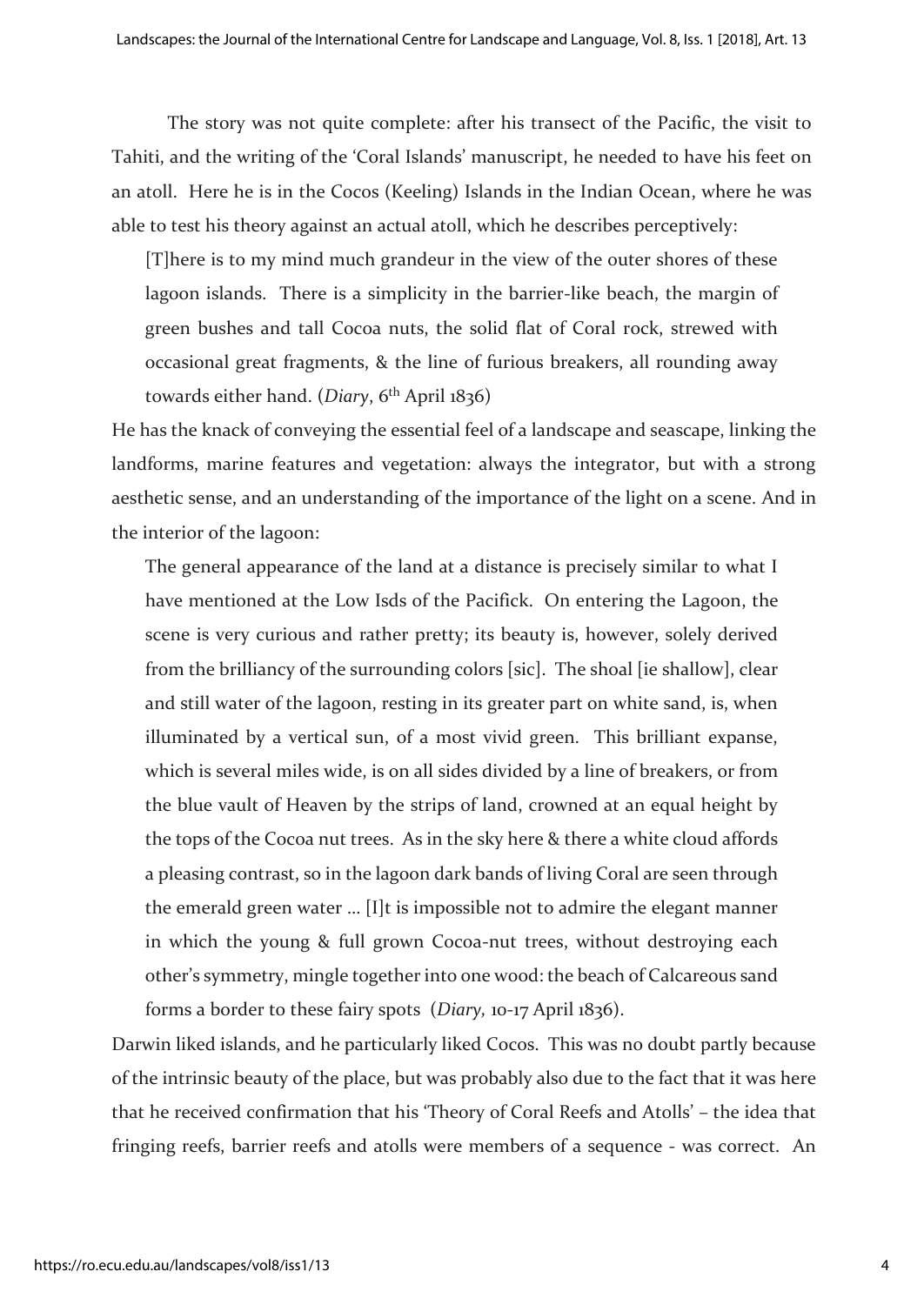The story was not quite complete: after his transect of the Pacific, the visit to Tahiti, and the writing of the 'Coral Islands' manuscript, he needed to have his feet on an atoll. Here he is in the Cocos (Keeling) Islands in the Indian Ocean, where he was able to test his theory against an actual atoll, which he describes perceptively:

> [T]here is to my mind much grandeur in the view of the outer shores of these lagoon islands. There is a simplicity in the barrier-like beach, the margin of green bushes and tall Cocoa nuts, the solid flat of Coral rock, strewed with occasional great fragments, & the line of furious breakers, all rounding away towards either hand. (*Diary*, 6th April 1836)

He has the knack of conveying the essential feel of a landscape and seascape, linking the landforms, marine features and vegetation: always the integrator, but with a strong aesthetic sense, and an understanding of the importance of the light on a scene. And in the interior of the lagoon:

> The general appearance of the land at a distance is precisely similar to what I have mentioned at the Low Isds of the Pacifick. On entering the Lagoon, the scene is very curious and rather pretty; its beauty is, however, solely derived from the brilliancy of the surrounding colors [sic]. The shoal [ie shallow], clear and still water of the lagoon, resting in its greater part on white sand, is, when illuminated by a vertical sun, of a most vivid green. This brilliant expanse, which is several miles wide, is on all sides divided by a line of breakers, or from the blue vault of Heaven by the strips of land, crowned at an equal height by the tops of the Cocoa nut trees. As in the sky here & there a white cloud affords a pleasing contrast, so in the lagoon dark bands of living Coral are seen through the emerald green water … [I]t is impossible not to admire the elegant manner in which the young & full grown Cocoa-nut trees, without destroying each other's symmetry, mingle together into one wood: the beach of Calcareous sand forms a border to these fairy spots (*Diary,* 10-17 April 1836).

Darwin liked islands, and he particularly liked Cocos. This was no doubt partly because of the intrinsic beauty of the place, but was probably also due to the fact that it was here that he received confirmation that his 'Theory of Coral Reefs and Atolls' – the idea that fringing reefs, barrier reefs and atolls were members of a sequence - was correct. An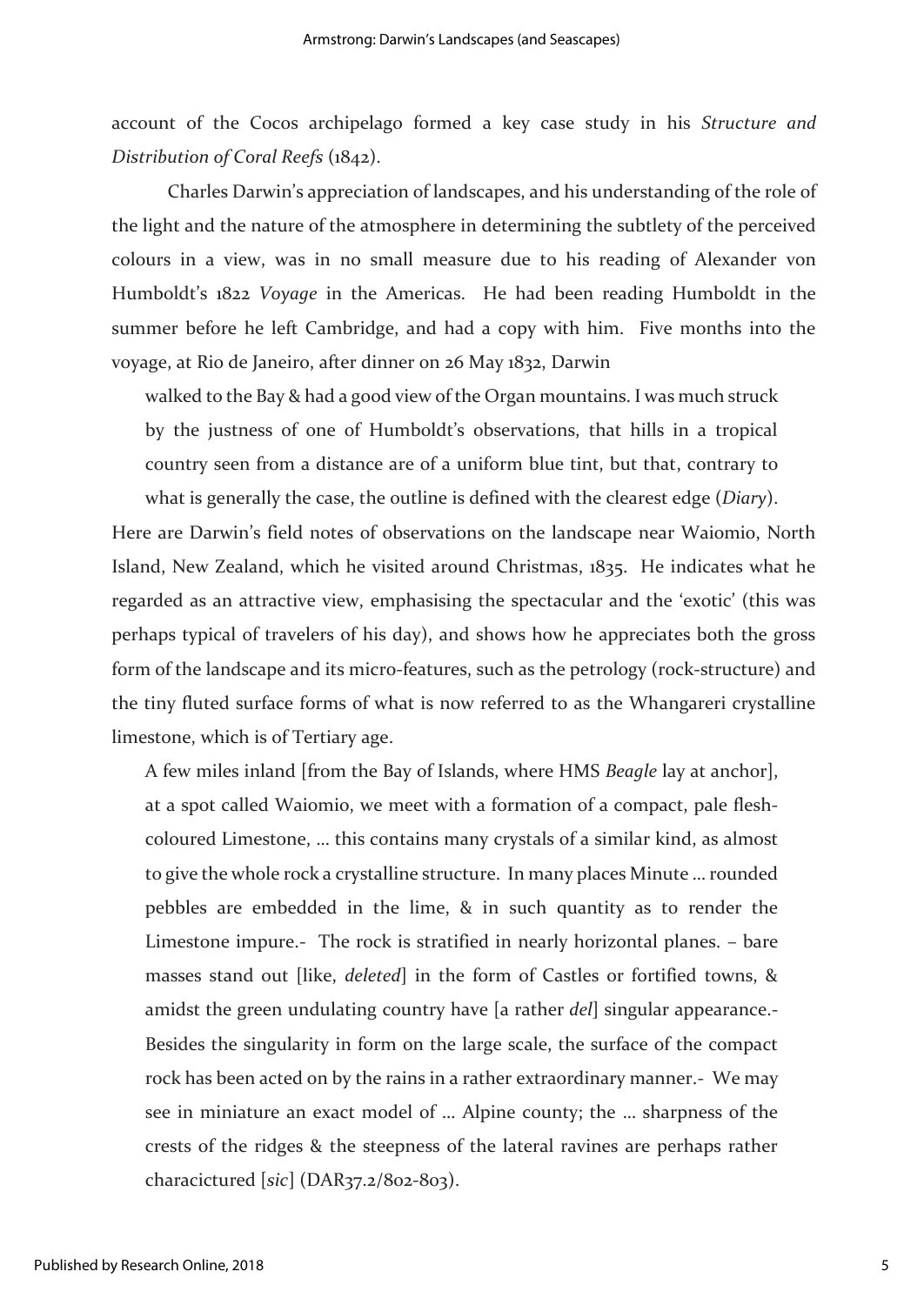account of the Cocos archipelago formed a key case study in his *Structure and Distribution of Coral Reefs* (1842).

Charles Darwin's appreciation of landscapes, and his understanding of the role of the light and the nature of the atmosphere in determining the subtlety of the perceived colours in a view, was in no small measure due to his reading of Alexander von Humboldt's 1822 *Voyage* in the Americas. He had been reading Humboldt in the summer before he left Cambridge, and had a copy with him. Five months into the voyage, at Rio de Janeiro, after dinner on 26 May 1832, Darwin

> walked to the Bay & had a good view of the Organ mountains. I was much struck by the justness of one of Humboldt's observations, that hills in a tropical country seen from a distance are of a uniform blue tint, but that, contrary to what is generally the case, the outline is defined with the clearest edge (*Diary*).

Here are Darwin's field notes of observations on the landscape near Waiomio, North Island, New Zealand, which he visited around Christmas, 1835. He indicates what he regarded as an attractive view, emphasising the spectacular and the 'exotic' (this was perhaps typical of travelers of his day), and shows how he appreciates both the gross form of the landscape and its micro-features, such as the petrology (rock-structure) and the tiny fluted surface forms of what is now referred to as the Whangareri crystalline limestone, which is of Tertiary age.

> A few miles inland [from the Bay of Islands, where HMS *Beagle* lay at anchor], at a spot called Waiomio, we meet with a formation of a compact, pale flesh-coloured Limestone, … this contains many crystals of a similar kind, as almost to give the whole rock a crystalline structure. In many places Minute … rounded pebbles are embedded in the lime, & in such quantity as to render the Limestone impure.- The rock is stratified in nearly horizontal planes. – bare masses stand out [like, *deleted*] in the form of Castles or fortified towns, & amidst the green undulating country have [a rather *del*] singular appearance.- Besides the singularity in form on the large scale, the surface of the compact rock has been acted on by the rains in a rather extraordinary manner.- We may see in miniature an exact model of … Alpine county; the … sharpness of the crests of the ridges & the steepness of the lateral ravines are perhaps rather characictured [*sic*] (DAR37.2/802-803).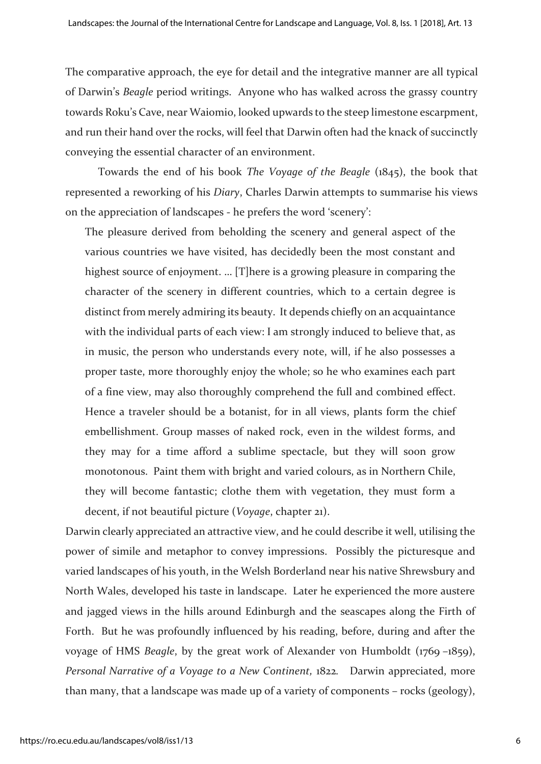The comparative approach, the eye for detail and the integrative manner are all typical of Darwin's *Beagle* period writings. Anyone who has walked across the grassy country towards Roku's Cave, near Waiomio, looked upwards to the steep limestone escarpment, and run their hand over the rocks, will feel that Darwin often had the knack of succinctly conveying the essential character of an environment.

Towards the end of his book *The Voyage of the Beagle* (1845), the book that represented a reworking of his *Diary*, Charles Darwin attempts to summarise his views on the appreciation of landscapes - he prefers the word 'scenery':

> The pleasure derived from beholding the scenery and general aspect of the various countries we have visited, has decidedly been the most constant and highest source of enjoyment. … [T]here is a growing pleasure in comparing the character of the scenery in different countries, which to a certain degree is distinct from merely admiring its beauty. It depends chiefly on an acquaintance with the individual parts of each view: I am strongly induced to believe that, as in music, the person who understands every note, will, if he also possesses a proper taste, more thoroughly enjoy the whole; so he who examines each part of a fine view, may also thoroughly comprehend the full and combined effect. Hence a traveler should be a botanist, for in all views, plants form the chief embellishment. Group masses of naked rock, even in the wildest forms, and they may for a time afford a sublime spectacle, but they will soon grow monotonous. Paint them with bright and varied colours, as in Northern Chile, they will become fantastic; clothe them with vegetation, they must form a decent, if not beautiful picture (*Voyage*, chapter 21).

Darwin clearly appreciated an attractive view, and he could describe it well, utilising the power of simile and metaphor to convey impressions. Possibly the picturesque and varied landscapes of his youth, in the Welsh Borderland near his native Shrewsbury and North Wales, developed his taste in landscape. Later he experienced the more austere and jagged views in the hills around Edinburgh and the seascapes along the Firth of Forth. But he was profoundly influenced by his reading, before, during and after the voyage of HMS *Beagle*, by the great work of Alexander von Humboldt (1769 –1859), *Personal Narrative of a Voyage to a New Continent,* 1822. Darwin appreciated, more than many, that a landscape was made up of a variety of components – rocks (geology),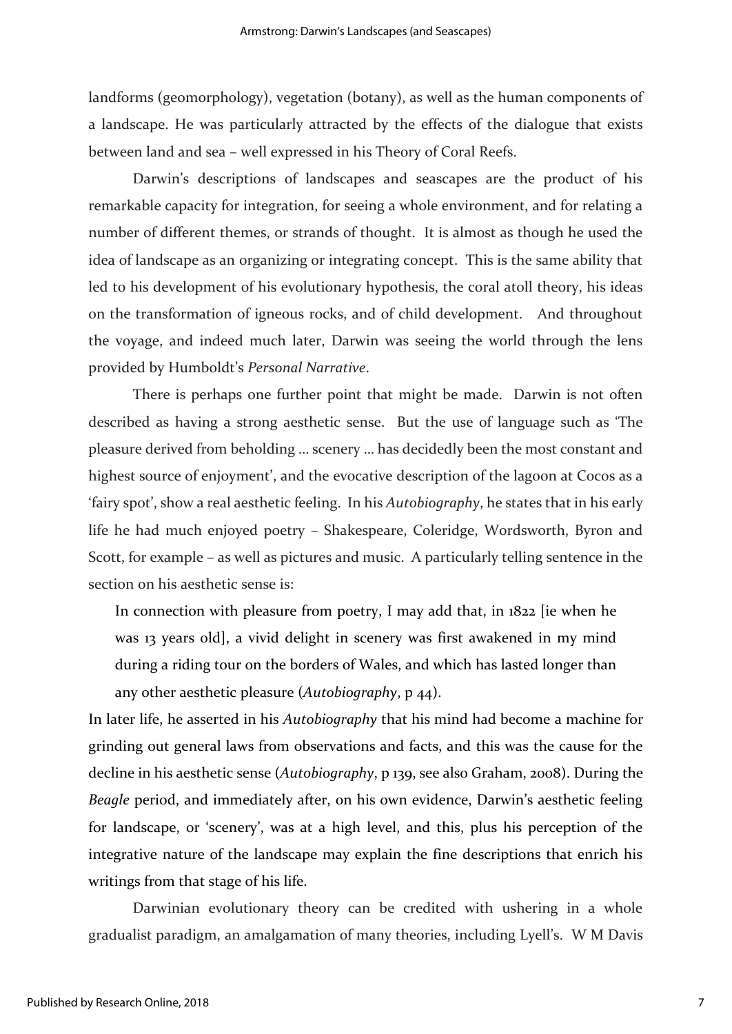landforms (geomorphology), vegetation (botany), as well as the human components of a landscape. He was particularly attracted by the effects of the dialogue that exists between land and sea – well expressed in his Theory of Coral Reefs.

Darwin's descriptions of landscapes and seascapes are the product of his remarkable capacity for integration, for seeing a whole environment, and for relating a number of different themes, or strands of thought. It is almost as though he used the idea of landscape as an organizing or integrating concept. This is the same ability that led to his development of his evolutionary hypothesis, the coral atoll theory, his ideas on the transformation of igneous rocks, and of child development. And throughout the voyage, and indeed much later, Darwin was seeing the world through the lens provided by Humboldt's *Personal Narrative*.

There is perhaps one further point that might be made. Darwin is not often described as having a strong aesthetic sense. But the use of language such as 'The pleasure derived from beholding … scenery … has decidedly been the most constant and highest source of enjoyment', and the evocative description of the lagoon at Cocos as a 'fairy spot', show a real aesthetic feeling. In his *Autobiography*, he states that in his early life he had much enjoyed poetry – Shakespeare, Coleridge, Wordsworth, Byron and Scott, for example – as well as pictures and music. A particularly telling sentence in the section on his aesthetic sense is:

> In connection with pleasure from poetry, I may add that, in 1822 [ie when he was 13 years old], a vivid delight in scenery was first awakened in my mind during a riding tour on the borders of Wales, and which has lasted longer than any other aesthetic pleasure (*Autobiography*, p 44).

In later life, he asserted in his *Autobiography* that his mind had become a machine for grinding out general laws from observations and facts, and this was the cause for the decline in his aesthetic sense (*Autobiography*, p 139, see also Graham, 2008). During the *Beagle* period, and immediately after, on his own evidence, Darwin's aesthetic feeling for landscape, or 'scenery', was at a high level, and this, plus his perception of the integrative nature of the landscape may explain the fine descriptions that enrich his writings from that stage of his life.

Darwinian evolutionary theory can be credited with ushering in a whole gradualist paradigm, an amalgamation of many theories, including Lyell's. W M Davis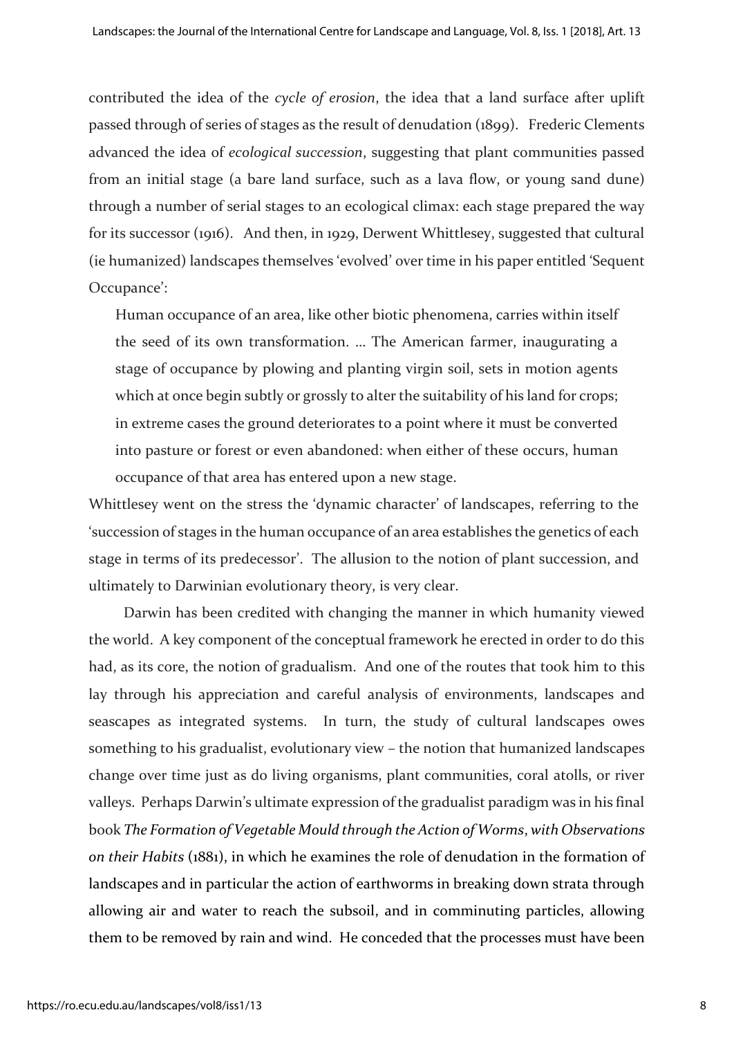contributed the idea of the *cycle of erosion*, the idea that a land surface after uplift passed through of series of stages as the result of denudation (1899). Frederic Clements advanced the idea of *ecological succession*, suggesting that plant communities passed from an initial stage (a bare land surface, such as a lava flow, or young sand dune) through a number of serial stages to an ecological climax: each stage prepared the way for its successor (1916). And then, in 1929, Derwent Whittlesey, suggested that cultural (ie humanized) landscapes themselves 'evolved' over time in his paper entitled 'Sequent Occupance':

> Human occupance of an area, like other biotic phenomena, carries within itself the seed of its own transformation. … The American farmer, inaugurating a stage of occupance by plowing and planting virgin soil, sets in motion agents which at once begin subtly or grossly to alter the suitability of his land for crops; in extreme cases the ground deteriorates to a point where it must be converted into pasture or forest or even abandoned: when either of these occurs, human occupance of that area has entered upon a new stage.

Whittlesey went on the stress the 'dynamic character' of landscapes, referring to the 'succession of stages in the human occupance of an area establishes the genetics of each stage in terms of its predecessor'. The allusion to the notion of plant succession, and ultimately to Darwinian evolutionary theory, is very clear.

Darwin has been credited with changing the manner in which humanity viewed the world. A key component of the conceptual framework he erected in order to do this had, as its core, the notion of gradualism. And one of the routes that took him to this lay through his appreciation and careful analysis of environments, landscapes and seascapes as integrated systems. In turn, the study of cultural landscapes owes something to his gradualist, evolutionary view – the notion that humanized landscapes change over time just as do living organisms, plant communities, coral atolls, or river valleys. Perhaps Darwin's ultimate expression of the gradualist paradigm was in his final book *The Formation of Vegetable Mould through the Action of Worms*, *with Observations on their Habits* (1881), in which he examines the role of denudation in the formation of landscapes and in particular the action of earthworms in breaking down strata through allowing air and water to reach the subsoil, and in comminuting particles, allowing them to be removed by rain and wind. He conceded that the processes must have been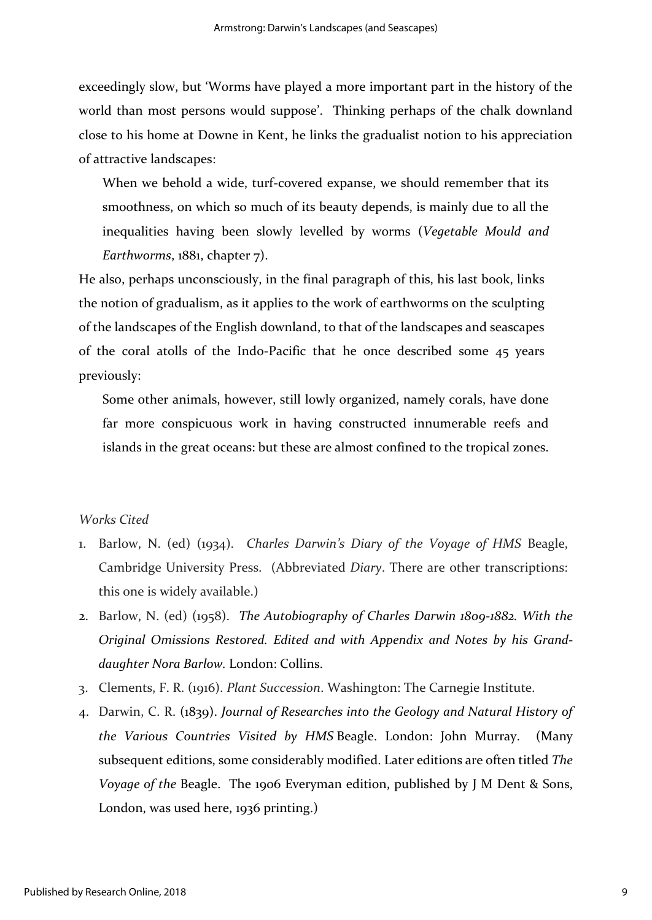exceedingly slow, but 'Worms have played a more important part in the history of the world than most persons would suppose'. Thinking perhaps of the chalk downland close to his home at Downe in Kent, he links the gradualist notion to his appreciation of attractive landscapes:

> When we behold a wide, turf-covered expanse, we should remember that its smoothness, on which so much of its beauty depends, is mainly due to all the inequalities having been slowly levelled by worms (*Vegetable Mould and Earthworms*, 1881, chapter 7).

He also, perhaps unconsciously, in the final paragraph of this, his last book, links the notion of gradualism, as it applies to the work of earthworms on the sculpting of the landscapes of the English downland, to that of the landscapes and seascapes of the coral atolls of the Indo-Pacific that he once described some 45 years previously:

> Some other animals, however, still lowly organized, namely corals, have done far more conspicuous work in having constructed innumerable reefs and islands in the great oceans: but these are almost confined to the tropical zones.

*Works Cited*

1. Barlow, N. (ed) (1934). *Charles Darwin's Diary of the Voyage of HMS* Beagle, Cambridge University Press. (Abbreviated *Diary*. There are other transcriptions: this one is widely available.)
2. Barlow, N. (ed) (1958). *The Autobiography of Charles Darwin 1809-1882. With the Original Omissions Restored. Edited and with Appendix and Notes by his Grand-daughter Nora Barlow.* London: Collins.
3. Clements, F. R. (1916). *Plant Succession*. Washington: The Carnegie Institute.
4. Darwin, C. R. (1839). *Journal of Researches into the Geology and Natural History of the Various Countries Visited by HMS* Beagle. London: John Murray. (Many subsequent editions, some considerably modified. Later editions are often titled *The Voyage of the* Beagle. The 1906 Everyman edition, published by J M Dent & Sons, London, was used here, 1936 printing.)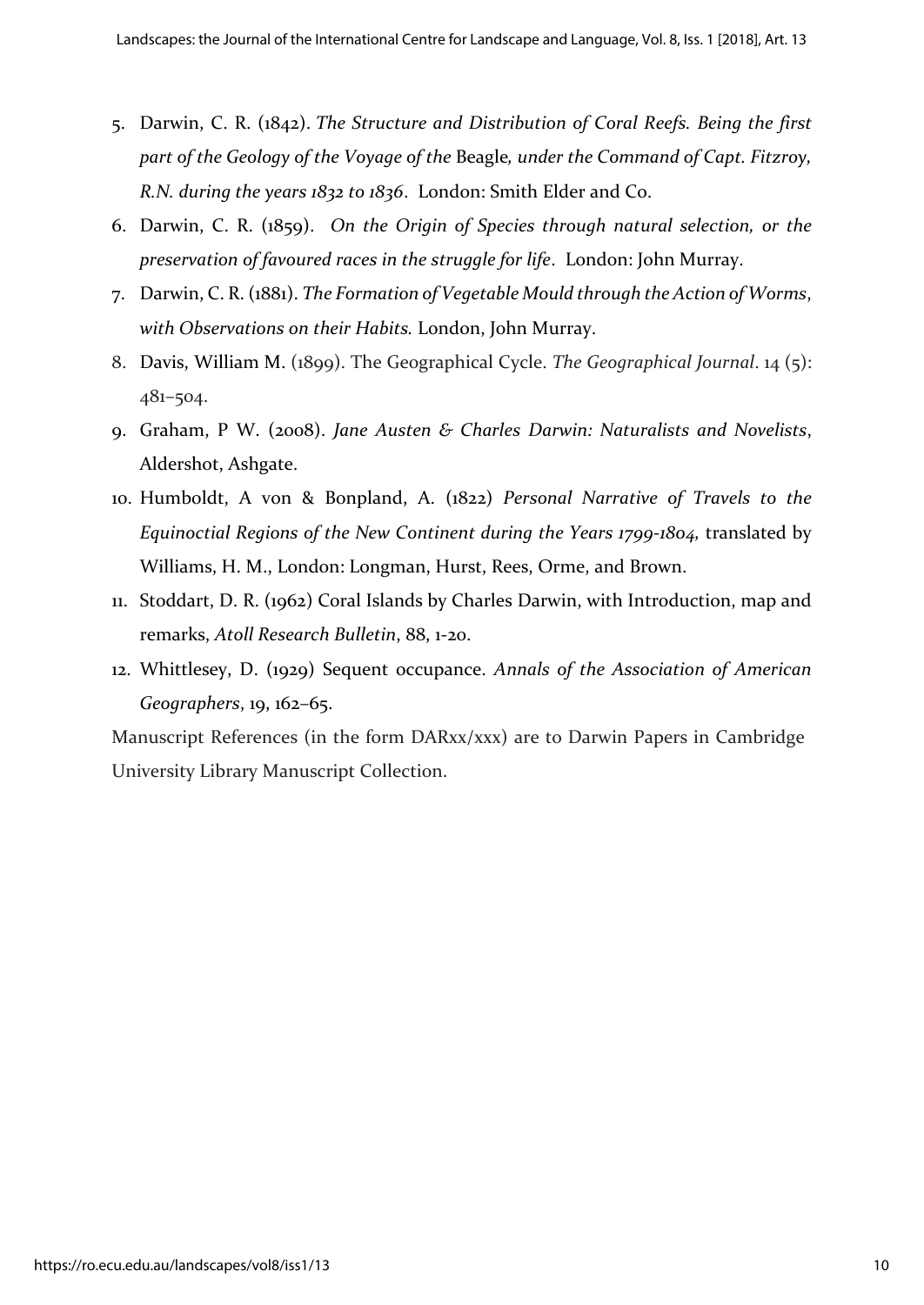5. Darwin, C. R. (1842). *The Structure and Distribution of Coral Reefs. Being the first part of the Geology of the Voyage of the* Beagle*, under the Command of Capt. Fitzroy, R.N. during the years 1832 to 1836*. London: Smith Elder and Co.
6. Darwin, C. R. (1859). *On the Origin of Species through natural selection, or the preservation of favoured races in the struggle for life*. London: John Murray.
7. Darwin, C. R. (1881). *The Formation of Vegetable Mould through the Action of Worms, with Observations on their Habits.* London, John Murray.
8. Davis, William M. (1899). The Geographical Cycle. *The Geographical Journal*. 14 (5): 481–504.
9. Graham, P W. (2008). *Jane Austen & Charles Darwin: Naturalists and Novelists*, Aldershot, Ashgate.
10. Humboldt, A von & Bonpland, A. (1822) *Personal Narrative of Travels to the Equinoctial Regions of the New Continent during the Years 1799-1804,* translated by Williams, H. M., London: Longman, Hurst, Rees, Orme, and Brown.
11. Stoddart, D. R. (1962) Coral Islands by Charles Darwin, with Introduction, map and remarks, *Atoll Research Bulletin*, 88, 1-20.
12. Whittlesey, D. (1929) Sequent occupance. *Annals of the Association of American Geographers*, 19, 162–65.

Manuscript References (in the form DARxx/xxx) are to Darwin Papers in Cambridge University Library Manuscript Collection.